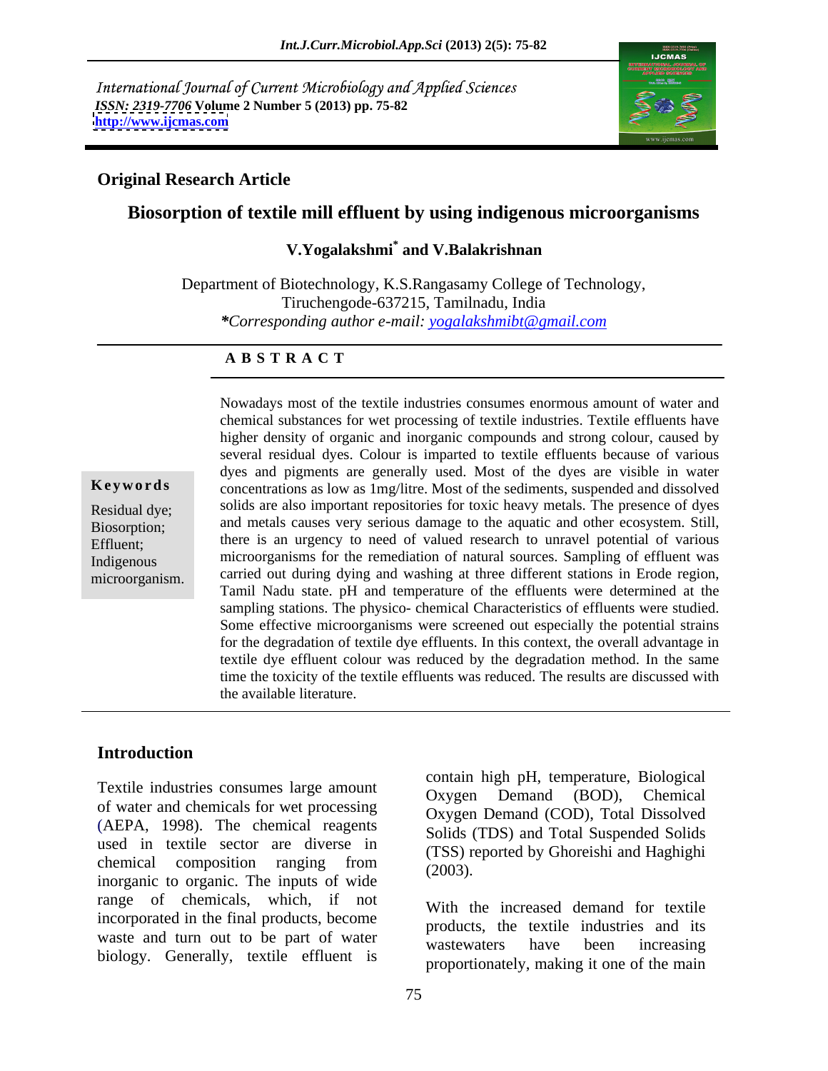International Journal of Current Microbiology and Applied Sciences
*ISSN: 2319-7706* **Volume 2 Number 5 (2013) pp. 75-82**
**http://www.ijcmas.com**

**Original Research Article**

# Biosorption of textile mill effluent by using indigenous microorganisms

**V.Yogalakshmi* and V.Balakrishnan**

Department of Biotechnology, K.S.Rangasamy College of Technology, Tiruchengode-637215, Tamilnadu, India
*\*Corresponding author e-mail: yogalakshmibt@gmail.com*

## A B S T R A C T

**Keywords**

Residual dye; Biosorption; Effluent; Indigenous microorganism.

Nowadays most of the textile industries consumes enormous amount of water and chemical substances for wet processing of textile industries. Textile effluents have higher density of organic and inorganic compounds and strong colour, caused by several residual dyes. Colour is imparted to textile effluents because of various dyes and pigments are generally used. Most of the dyes are visible in water concentrations as low as 1mg/litre. Most of the sediments, suspended and dissolved solids are also important repositories for toxic heavy metals. The presence of dyes and metals causes very serious damage to the aquatic and other ecosystem. Still, there is an urgency to need of valued research to unravel potential of various microorganisms for the remediation of natural sources. Sampling of effluent was carried out during dying and washing at three different stations in Erode region, Tamil Nadu state. pH and temperature of the effluents were determined at the sampling stations. The physico- chemical Characteristics of effluents were studied. Some effective microorganisms were screened out especially the potential strains for the degradation of textile dye effluents. In this context, the overall advantage in textile dye effluent colour was reduced by the degradation method. In the same time the toxicity of the textile effluents was reduced. The results are discussed with the available literature.

## Introduction

Textile industries consumes large amount of water and chemicals for wet processing (AEPA, 1998). The chemical reagents used in textile sector are diverse in chemical composition ranging from inorganic to organic. The inputs of wide range of chemicals, which, if not incorporated in the final products, become waste and turn out to be part of water biology. Generally, textile effluent is contain high pH, temperature, Biological Oxygen Demand (BOD), Chemical Oxygen Demand (COD), Total Dissolved Solids (TDS) and Total Suspended Solids (TSS) reported by Ghoreishi and Haghighi (2003).

With the increased demand for textile products, the textile industries and its wastewaters have been increasing proportionately, making it one of the main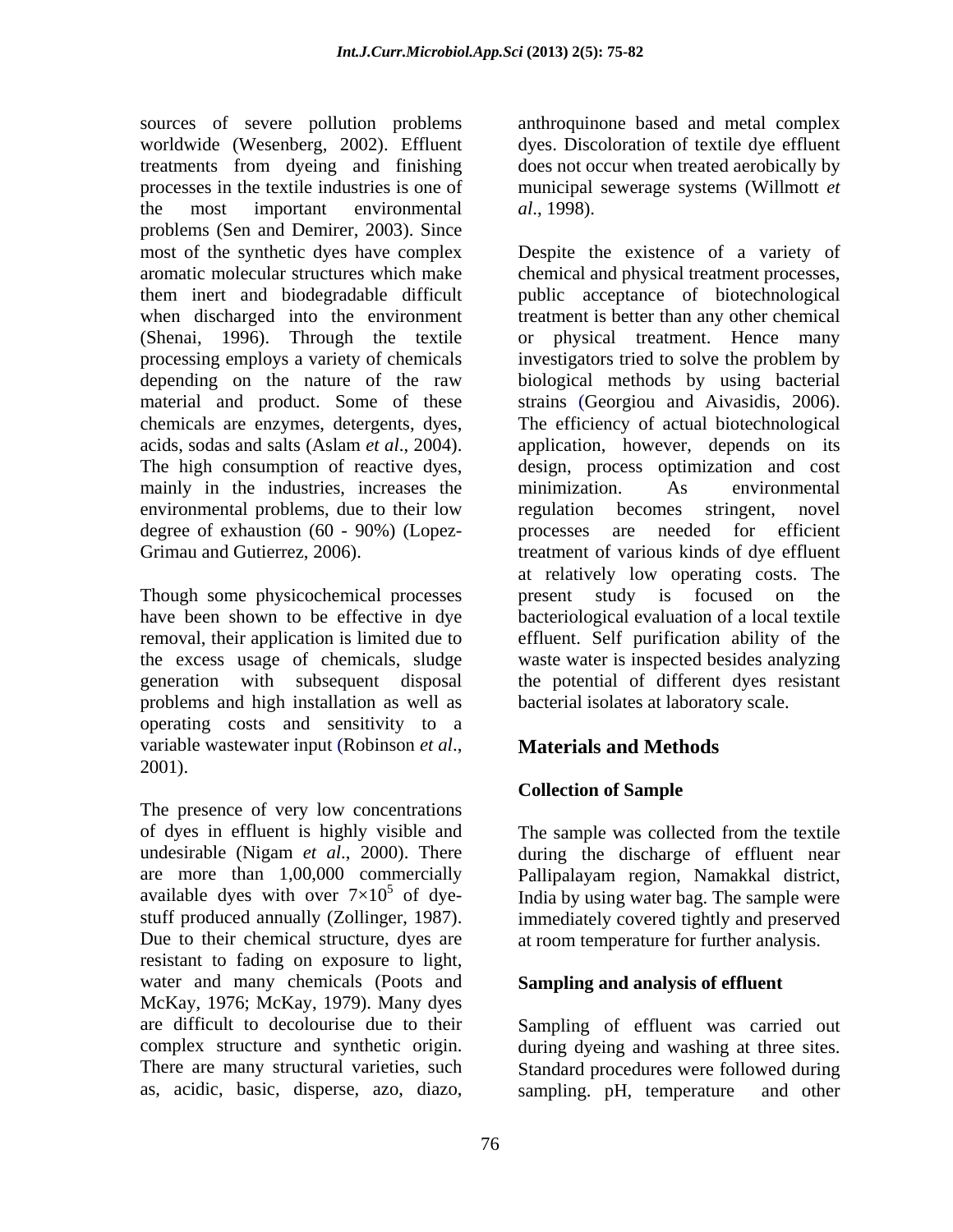sources of severe pollution problems worldwide (Wesenberg, 2002). Effluent treatments from dyeing and finishing processes in the textile industries is one of the most important environmental problems (Sen and Demirer, 2003). Since most of the synthetic dyes have complex aromatic molecular structures which make them inert and biodegradable difficult when discharged into the environment (Shenai, 1996). Through the textile processing employs a variety of chemicals depending on the nature of the raw material and product. Some of these chemicals are enzymes, detergents, dyes, acids, sodas and salts (Aslam *et al*., 2004). The high consumption of reactive dyes, mainly in the industries, increases the environmental problems, due to their low degree of exhaustion (60 - 90%) (Lopez-Grimau and Gutierrez, 2006).

Though some physicochemical processes have been shown to be effective in dye removal, their application is limited due to the excess usage of chemicals, sludge generation with subsequent disposal problems and high installation as well as operating costs and sensitivity to a variable wastewater input (Robinson *et al*., 2001).

The presence of very low concentrations of dyes in effluent is highly visible and undesirable (Nigam *et al*., 2000). There are more than 1,00,000 commercially available dyes with over $7{\times}10^5$ of dye-stuff produced annually (Zollinger, 1987). Due to their chemical structure, dyes are resistant to fading on exposure to light, water and many chemicals (Poots and McKay, 1976; McKay, 1979). Many dyes are difficult to decolourise due to their complex structure and synthetic origin. There are many structural varieties, such as, acidic, basic, disperse, azo, diazo, anthroquinone based and metal complex dyes. Discoloration of textile dye effluent does not occur when treated aerobically by municipal sewerage systems (Willmott *et al*., 1998).

Despite the existence of a variety of chemical and physical treatment processes, public acceptance of biotechnological treatment is better than any other chemical or physical treatment. Hence many investigators tried to solve the problem by biological methods by using bacterial strains (Georgiou and Aivasidis, 2006). The efficiency of actual biotechnological application, however, depends on its design, process optimization and cost minimization. As environmental regulation becomes stringent, novel processes are needed for efficient treatment of various kinds of dye effluent at relatively low operating costs. The present study is focused on the bacteriological evaluation of a local textile effluent. Self purification ability of the waste water is inspected besides analyzing the potential of different dyes resistant bacterial isolates at laboratory scale.

## Materials and Methods

### Collection of Sample

The sample was collected from the textile during the discharge of effluent near Pallipalayam region, Namakkal district, India by using water bag. The sample were immediately covered tightly and preserved at room temperature for further analysis.

### Sampling and analysis of effluent

Sampling of effluent was carried out during dyeing and washing at three sites. Standard procedures were followed during sampling. pH, temperature and other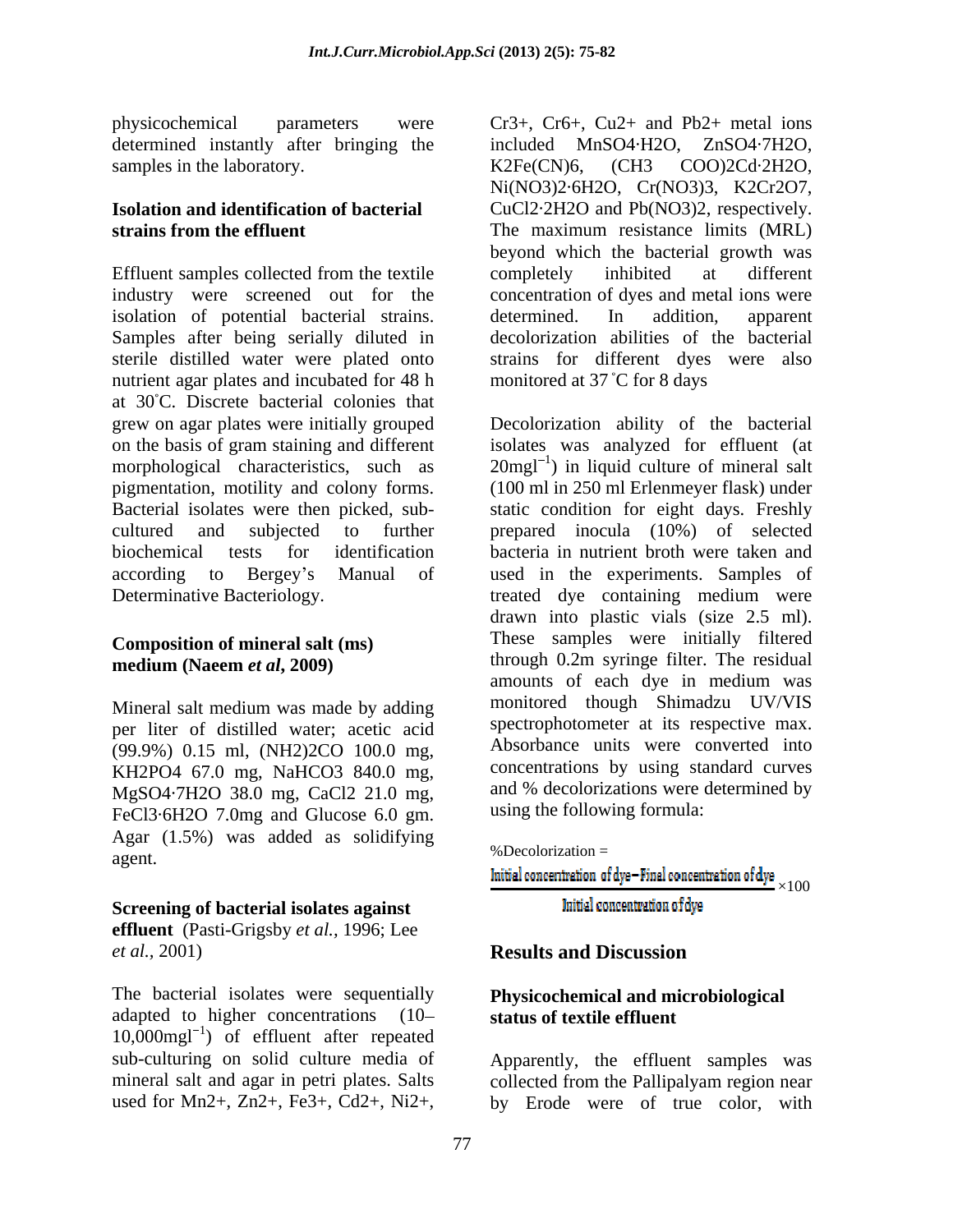physicochemical parameters were determined instantly after bringing the samples in the laboratory.

**Isolation and identification of bacterial strains from the effluent**

Effluent samples collected from the textile industry were screened out for the isolation of potential bacterial strains. Samples after being serially diluted in sterile distilled water were plated onto nutrient agar plates and incubated for 48 h at 30˚C. Discrete bacterial colonies that grew on agar plates were initially grouped on the basis of gram staining and different morphological characteristics, such as pigmentation, motility and colony forms. Bacterial isolates were then picked, sub-cultured and subjected to further biochemical tests for identification according to Bergey's Manual of Determinative Bacteriology.

**Composition of mineral salt (ms) medium (Naeem *et al*, 2009)**

Mineral salt medium was made by adding per liter of distilled water; acetic acid (99.9%) 0.15 ml, $(NH_2)_2CO$ 100.0 mg, $KH_2PO_4$ 67.0 mg, $NaHCO_3$ 840.0 mg, $MgSO_4{\cdot}7H_2O$ 38.0 mg, $CaCl_2$ 21.0 mg, $FeCl_3{\cdot}6H_2O$ 7.0mg and Glucose 6.0 gm. Agar (1.5%) was added as solidifying agent.

**Screening of bacterial isolates against effluent** (Pasti-Grigsby *et al.,* 1996; Lee *et al.,* 2001)

The bacterial isolates were sequentially adapted to higher concentrations (10–10,000$mgl^{-1}$) of effluent after repeated sub-culturing on solid culture media of mineral salt and agar in petri plates. Salts used for $Mn^{2+}$, $Zn^{2+}$, $Fe^{3+}$, $Cd^{2+}$, $Ni^{2+}$, $Cr^{3+}$, $Cr^{6+}$, $Cu^{2+}$ and $Pb^{2+}$ metal ions included $MnSO_4{\cdot}H_2O$, $ZnSO_4{\cdot}7H_2O$, $K_2Fe(CN)_6$, $(CH_3COO)_2Cd{\cdot}2H_2O$, $Ni(NO_3)_2{\cdot}6H_2O$, $Cr(NO_3)_3$, $K_2Cr_2O_7$, $CuCl_2{\cdot}2H_2O$ and $Pb(NO_3)_2$, respectively. The maximum resistance limits (MRL) beyond which the bacterial growth was completely inhibited at different concentration of dyes and metal ions were determined. In addition, apparent decolorization abilities of the bacterial strains for different dyes were also monitored at 37 ˚C for 8 days

Decolorization ability of the bacterial isolates was analyzed for effluent (at 20$mgl^{-1}$) in liquid culture of mineral salt (100 ml in 250 ml Erlenmeyer flask) under static condition for eight days. Freshly prepared inocula (10%) of selected bacteria in nutrient broth were taken and used in the experiments. Samples of treated dye containing medium were drawn into plastic vials (size 2.5 ml). These samples were initially filtered through 0.2m syringe filter. The residual amounts of each dye in medium was monitored though Shimadzu UV/VIS spectrophotometer at its respective max. Absorbance units were converted into concentrations by using standard curves and % decolorizations were determined by using the following formula:

$$\%\text{Decolorization} = \frac{\text{Initial concentration of dye} - \text{Final concentration of dye}}{\text{Initial concentration of dye}} \times 100$$

## Results and Discussion

**Physicochemical and microbiological status of textile effluent**

Apparently, the effluent samples was collected from the Pallipalyam region near by Erode were of true color, with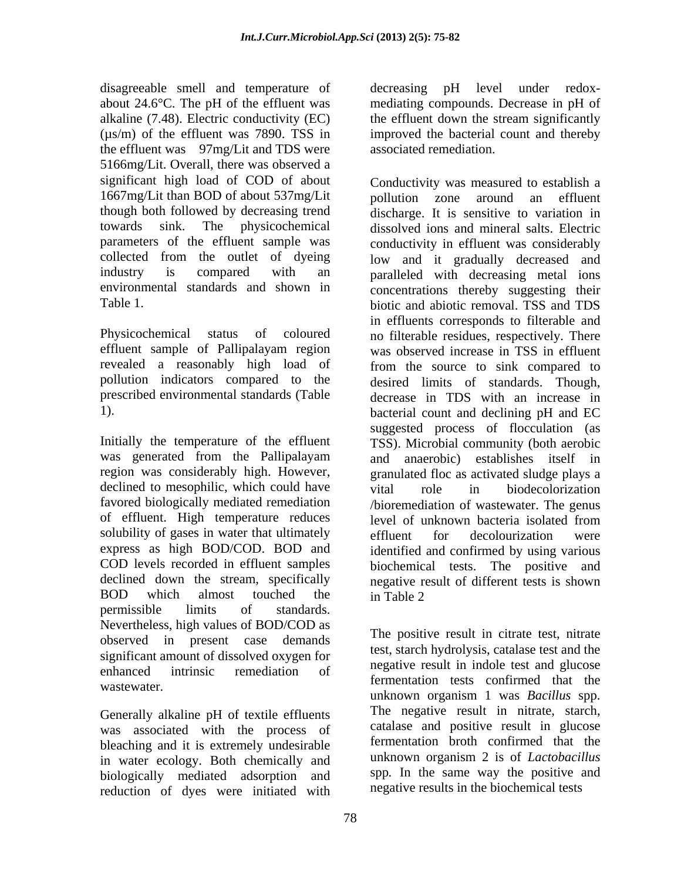disagreeable smell and temperature of about 24.6°C. The pH of the effluent was alkaline (7.48). Electric conductivity (EC) (µs/m) of the effluent was 7890. TSS in the effluent was 97mg/Lit and TDS were 5166mg/Lit. Overall, there was observed a significant high load of COD of about 1667mg/Lit than BOD of about 537mg/Lit though both followed by decreasing trend towards sink. The physicochemical parameters of the effluent sample was collected from the outlet of dyeing industry is compared with an environmental standards and shown in Table 1.

Physicochemical status of coloured effluent sample of Pallipalayam region revealed a reasonably high load of pollution indicators compared to the prescribed environmental standards (Table 1).

Initially the temperature of the effluent was generated from the Pallipalayam region was considerably high. However, declined to mesophilic, which could have favored biologically mediated remediation of effluent. High temperature reduces solubility of gases in water that ultimately express as high BOD/COD. BOD and COD levels recorded in effluent samples declined down the stream, specifically BOD which almost touched the permissible limits of standards. Nevertheless, high values of BOD/COD as observed in present case demands significant amount of dissolved oxygen for enhanced intrinsic remediation of wastewater.

Generally alkaline pH of textile effluents was associated with the process of bleaching and it is extremely undesirable in water ecology. Both chemically and biologically mediated adsorption and reduction of dyes were initiated with decreasing pH level under redox-mediating compounds. Decrease in pH of the effluent down the stream significantly improved the bacterial count and thereby associated remediation.

Conductivity was measured to establish a pollution zone around an effluent discharge. It is sensitive to variation in dissolved ions and mineral salts. Electric conductivity in effluent was considerably low and it gradually decreased and paralleled with decreasing metal ions concentrations thereby suggesting their biotic and abiotic removal. TSS and TDS in effluents corresponds to filterable and no filterable residues, respectively. There was observed increase in TSS in effluent from the source to sink compared to desired limits of standards. Though, decrease in TDS with an increase in bacterial count and declining pH and EC suggested process of flocculation (as TSS). Microbial community (both aerobic and anaerobic) establishes itself in granulated floc as activated sludge plays a vital role in biodecolorization /bioremediation of wastewater. The genus level of unknown bacteria isolated from effluent for decolourization were identified and confirmed by using various biochemical tests. The positive and negative result of different tests is shown in Table 2

The positive result in citrate test, nitrate test, starch hydrolysis, catalase test and the negative result in indole test and glucose fermentation tests confirmed that the unknown organism 1 was *Bacillus* spp. The negative result in nitrate, starch, catalase and positive result in glucose fermentation broth confirmed that the unknown organism 2 is of *Lactobacillus* spp*.* In the same way the positive and negative results in the biochemical tests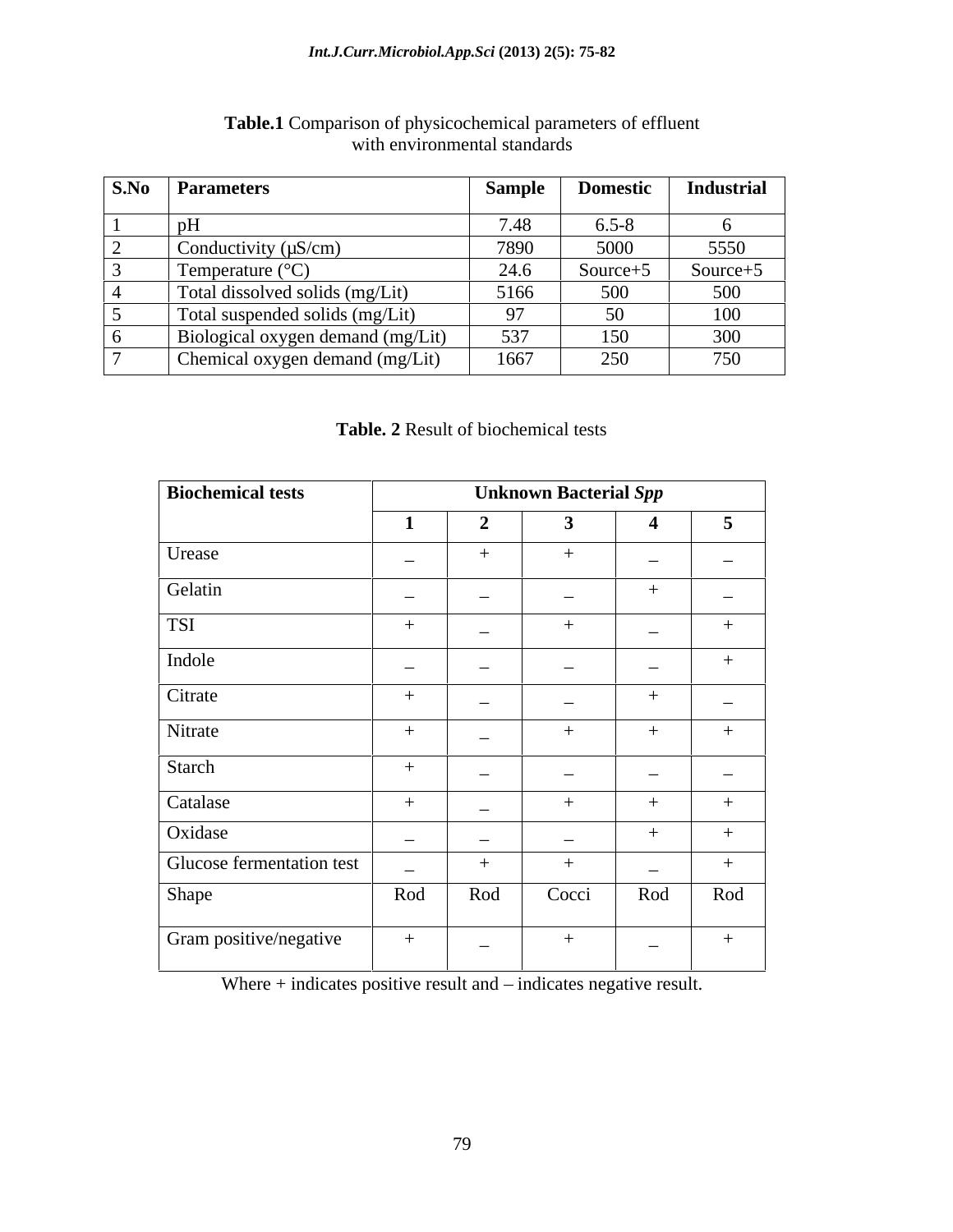**Table.1** Comparison of physicochemical parameters of effluent with environmental standards

| S.No | Parameters | Sample | Domestic | Industrial |
|---|---|---|---|---|
| 1 | pH | 7.48 | 6.5-8 | 6 |
| 2 | Conductivity (µS/cm) | 7890 | 5000 | 5550 |
| 3 | Temperature (°C) | 24.6 | Source+5 | Source+5 |
| 4 | Total dissolved solids (mg/Lit) | 5166 | 500 | 500 |
| 5 | Total suspended solids (mg/Lit) | 97 | 50 | 100 |
| 6 | Biological oxygen demand (mg/Lit) | 537 | 150 | 300 |
| 7 | Chemical oxygen demand (mg/Lit) | 1667 | 250 | 750 |

**Table. 2** Result of biochemical tests

| Biochemical tests | Unknown Bacterial *Spp* | | | | |
|---|---|---|---|---|---|
| | **1** | **2** | **3** | **4** | **5** |
| Urease | – | + | + | – | – |
| Gelatin | – | – | – | + | – |
| TSI | + | – | + | – | + |
| Indole | – | – | – | – | + |
| Citrate | + | – | – | + | – |
| Nitrate | + | – | + | + | + |
| Starch | + | – | – | – | – |
| Catalase | + | – | + | + | + |
| Oxidase | – | – | – | + | + |
| Glucose fermentation test | – | + | + | – | + |
| Shape | Rod | Rod | Cocci | Rod | Rod |
| Gram positive/negative | + | – | + | – | + |

Where + indicates positive result and – indicates negative result.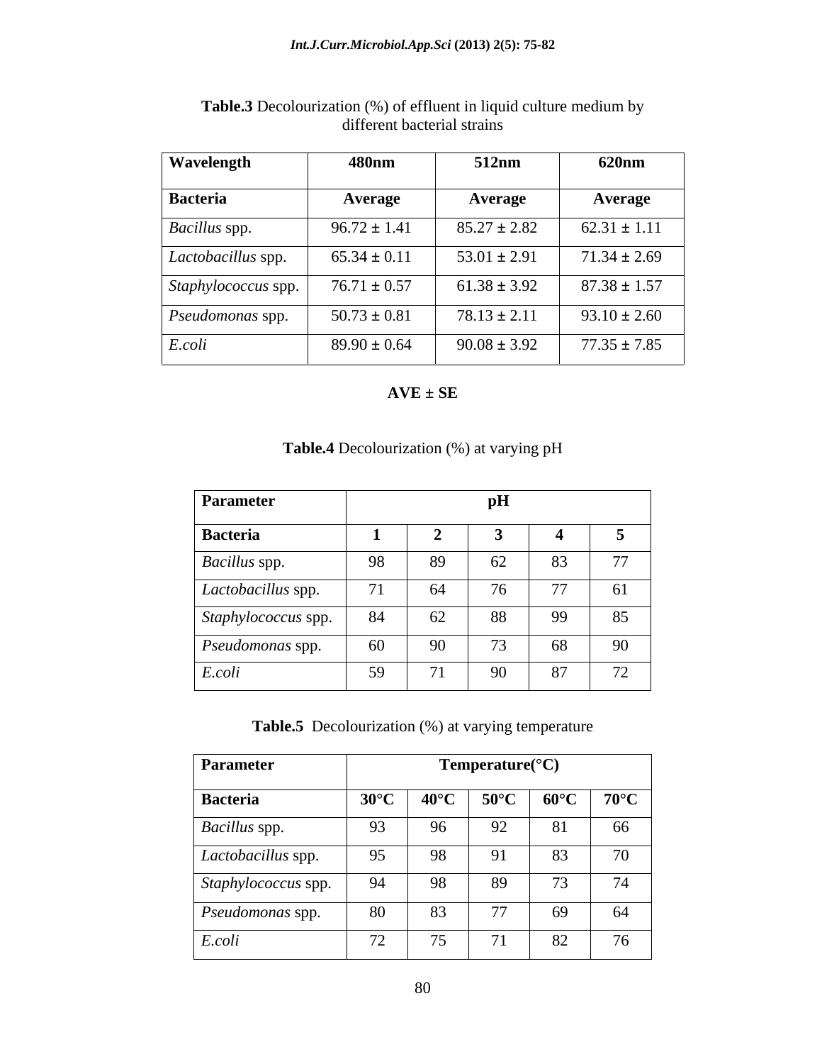**Table.3** Decolourization (%) of effluent in liquid culture medium by different bacterial strains

| Wavelength | 480nm | 512nm | 620nm |
|---|---|---|---|
| **Bacteria** | **Average** | **Average** | **Average** |
| *Bacillus* spp. | 96.72 ± 1.41 | 85.27 ± 2.82 | 62.31 ± 1.11 |
| *Lactobacillus* spp. | 65.34 ± 0.11 | 53.01 ± 2.91 | 71.34 ± 2.69 |
| *Staphylococcus* spp. | 76.71 ± 0.57 | 61.38 ± 3.92 | 87.38 ± 1.57 |
| *Pseudomonas* spp. | 50.73 ± 0.81 | 78.13 ± 2.11 | 93.10 ± 2.60 |
| *E.coli* | 89.90 ± 0.64 | 90.08 ± 3.92 | 77.35 ± 7.85 |

**AVE ± SE**

**Table.4** Decolourization (%) at varying pH

| Parameter | pH | | | | |
|---|---|---|---|---|---|
| **Bacteria** | **1** | **2** | **3** | **4** | **5** |
| *Bacillus* spp. | 98 | 89 | 62 | 83 | 77 |
| *Lactobacillus* spp. | 71 | 64 | 76 | 77 | 61 |
| *Staphylococcus* spp. | 84 | 62 | 88 | 99 | 85 |
| *Pseudomonas* spp. | 60 | 90 | 73 | 68 | 90 |
| *E.coli* | 59 | 71 | 90 | 87 | 72 |

**Table.5** Decolourization (%) at varying temperature

| Parameter | Temperature(°C) | | | | |
|---|---|---|---|---|---|
| **Bacteria** | **30°C** | **40°C** | **50°C** | **60°C** | **70°C** |
| *Bacillus* spp. | 93 | 96 | 92 | 81 | 66 |
| *Lactobacillus* spp. | 95 | 98 | 91 | 83 | 70 |
| *Staphylococcus* spp. | 94 | 98 | 89 | 73 | 74 |
| *Pseudomonas* spp. | 80 | 83 | 77 | 69 | 64 |
| *E.coli* | 72 | 75 | 71 | 82 | 76 |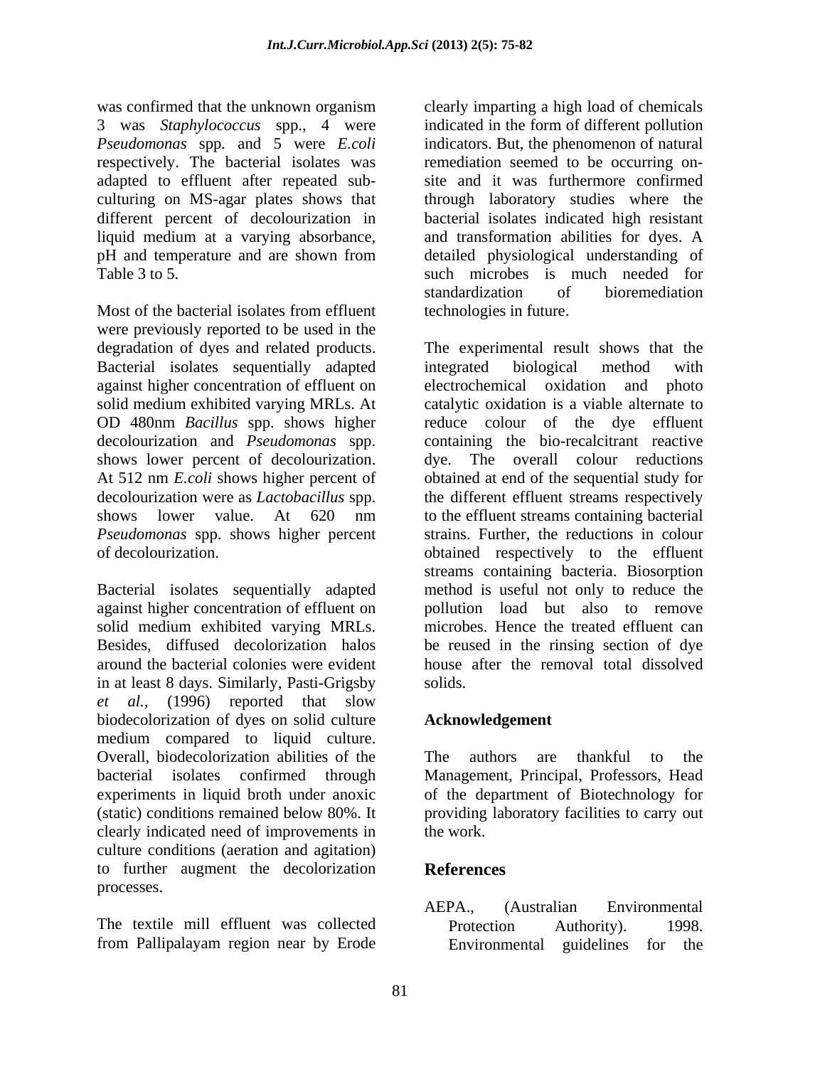was confirmed that the unknown organism 3 was *Staphylococcus* spp., 4 were *Pseudomonas* spp. and 5 were *E.coli* respectively. The bacterial isolates was adapted to effluent after repeated sub-culturing on MS-agar plates shows that different percent of decolourization in liquid medium at a varying absorbance, pH and temperature and are shown from Table 3 to 5.

Most of the bacterial isolates from effluent were previously reported to be used in the degradation of dyes and related products. Bacterial isolates sequentially adapted against higher concentration of effluent on solid medium exhibited varying MRLs. At OD 480nm *Bacillus* spp. shows higher decolourization and *Pseudomonas* spp. shows lower percent of decolourization. At 512 nm *E.coli* shows higher percent of decolourization were as *Lactobacillus* spp. shows lower value. At 620 nm *Pseudomonas* spp. shows higher percent of decolourization.

Bacterial isolates sequentially adapted against higher concentration of effluent on solid medium exhibited varying MRLs. Besides, diffused decolorization halos around the bacterial colonies were evident in at least 8 days. Similarly, Pasti-Grigsby *et al.*, (1996) reported that slow biodecolorization of dyes on solid culture medium compared to liquid culture. Overall, biodecolorization abilities of the bacterial isolates confirmed through experiments in liquid broth under anoxic (static) conditions remained below 80%. It clearly indicated need of improvements in culture conditions (aeration and agitation) to further augment the decolorization processes.

The textile mill effluent was collected from Pallipalayam region near by Erode clearly imparting a high load of chemicals indicated in the form of different pollution indicators. But, the phenomenon of natural remediation seemed to be occurring on-site and it was furthermore confirmed through laboratory studies where the bacterial isolates indicated high resistant and transformation abilities for dyes. A detailed physiological understanding of such microbes is much needed for standardization of bioremediation technologies in future.

The experimental result shows that the integrated biological method with electrochemical oxidation and photo catalytic oxidation is a viable alternate to reduce colour of the dye effluent containing the bio-recalcitrant reactive dye. The overall colour reductions obtained at end of the sequential study for the different effluent streams respectively to the effluent streams containing bacterial strains. Further, the reductions in colour obtained respectively to the effluent streams containing bacteria. Biosorption method is useful not only to reduce the pollution load but also to remove microbes. Hence the treated effluent can be reused in the rinsing section of dye house after the removal total dissolved solids.

## Acknowledgement

The authors are thankful to the Management, Principal, Professors, Head of the department of Biotechnology for providing laboratory facilities to carry out the work.

## References

AEPA., (Australian Environmental Protection Authority). 1998. Environmental guidelines for the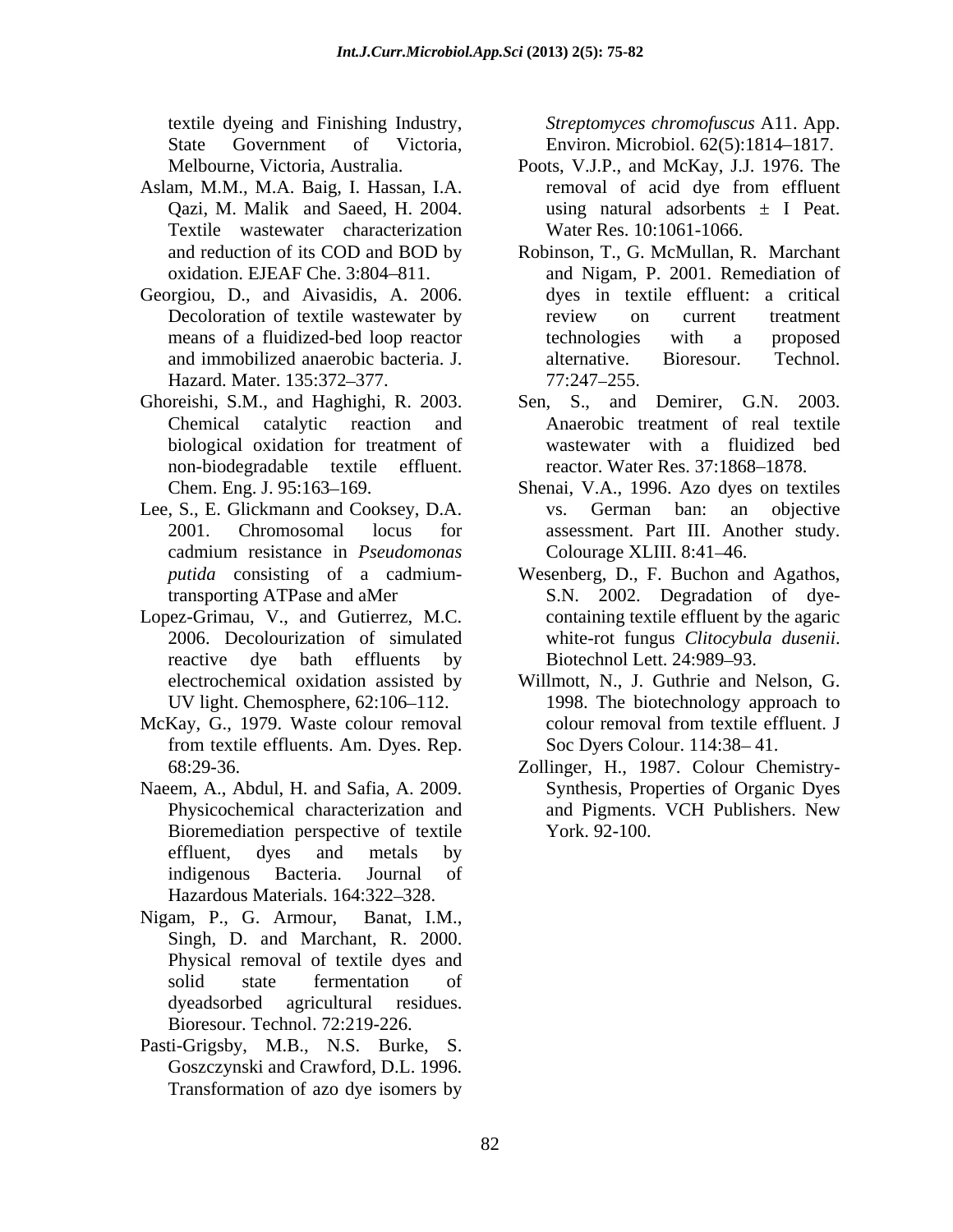textile dyeing and Finishing Industry, State Government of Victoria, Melbourne, Victoria, Australia.

Aslam, M.M., M.A. Baig, I. Hassan, I.A. Qazi, M. Malik and Saeed, H. 2004. Textile wastewater characterization and reduction of its COD and BOD by oxidation. EJEAF Che. 3:804–811.

Georgiou, D., and Aivasidis, A. 2006. Decoloration of textile wastewater by means of a fluidized-bed loop reactor and immobilized anaerobic bacteria. J. Hazard. Mater. 135:372–377.

Ghoreishi, S.M., and Haghighi, R. 2003. Chemical catalytic reaction and biological oxidation for treatment of non-biodegradable textile effluent. Chem. Eng. J. 95:163–169.

Lee, S., E. Glickmann and Cooksey, D.A. 2001. Chromosomal locus for cadmium resistance in *Pseudomonas putida* consisting of a cadmium-transporting ATPase and aMer

Lopez-Grimau, V., and Gutierrez, M.C. 2006. Decolourization of simulated reactive dye bath effluents by electrochemical oxidation assisted by UV light. Chemosphere, 62:106–112.

McKay, G., 1979. Waste colour removal from textile effluents. Am. Dyes. Rep. 68:29-36.

Naeem, A., Abdul, H. and Safia, A. 2009. Physicochemical characterization and Bioremediation perspective of textile effluent, dyes and metals by indigenous Bacteria. Journal of Hazardous Materials. 164:322–328.

Nigam, P., G. Armour, Banat, I.M., Singh, D. and Marchant, R. 2000. Physical removal of textile dyes and solid state fermentation of dyeadsorbed agricultural residues. Bioresour. Technol. 72:219-226.

Pasti-Grigsby, M.B., N.S. Burke, S. Goszczynski and Crawford, D.L. 1996. Transformation of azo dye isomers by *Streptomyces chromofuscus* A11. App. Environ. Microbiol. 62(5):1814–1817.

Poots, V.J.P., and McKay, J.J. 1976. The removal of acid dye from effluent using natural adsorbents ± I Peat. Water Res. 10:1061-1066.

Robinson, T., G. McMullan, R. Marchant and Nigam, P. 2001. Remediation of dyes in textile effluent: a critical review on current treatment technologies with a proposed alternative. Bioresour. Technol. 77:247–255.

Sen, S., and Demirer, G.N. 2003. Anaerobic treatment of real textile wastewater with a fluidized bed reactor. Water Res. 37:1868–1878.

Shenai, V.A., 1996. Azo dyes on textiles vs. German ban: an objective assessment. Part III. Another study. Colourage XLIII. 8:41–46.

Wesenberg, D., F. Buchon and Agathos, S.N. 2002. Degradation of dye-containing textile effluent by the agaric white-rot fungus *Clitocybula dusenii*. Biotechnol Lett. 24:989–93.

Willmott, N., J. Guthrie and Nelson, G. 1998. The biotechnology approach to colour removal from textile effluent. J Soc Dyers Colour. 114:38– 41.

Zollinger, H., 1987. Colour Chemistry-Synthesis, Properties of Organic Dyes and Pigments. VCH Publishers. New York. 92-100.